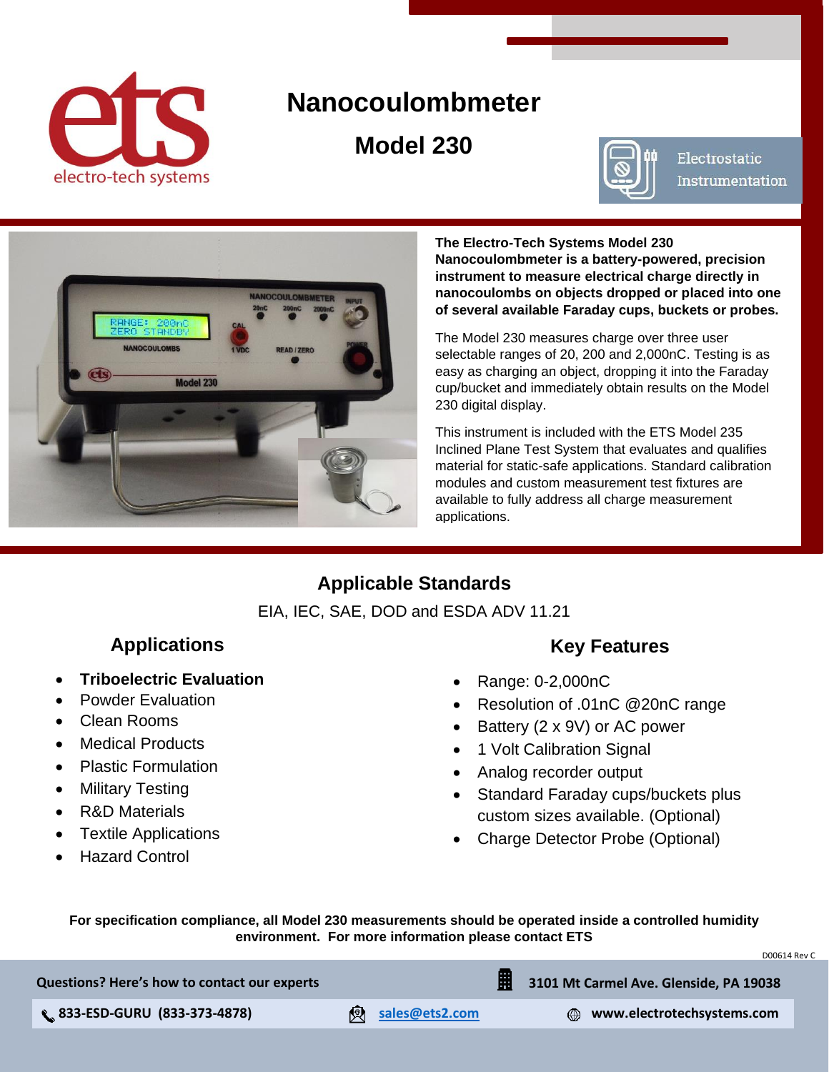# Nanocoulombmeter

## Model 230

Electrostatic Instrumentation

**The Electro-Tech Systems Model 230 Nanocoulombmeter is a battery-powered, precision instrument to measure electrical charge directly in nanocoulombs on objects dropped or placed into one of several available Faraday cups, buckets or probes.**

The Model 230 measures charge over three user selectable ranges of 20, 200 and 2,000nC. Testing is as easy as charging an object, dropping it into the Faraday cup/bucket and immediately obtain results on the Model 230 digital display.

This instrument is included with the ETS Model 235 Inclined Plane Test System that evaluates and qualifies material for static-safe applications. Standard calibration modules and custom measurement test fixtures are available to fully address all charge measurement applications.

## Applicable Standards

EIA, IEC, SAE, DOD and ESDA ADV 11.21

### Applications

- **Triboelectric Evaluation**
- Powder Evaluation
- Clean Rooms
- Medical Products
- Plastic Formulation
- Military Testing
- R&D Materials
- Textile Applications
- Hazard Control

### Key Features

- Range: 0-2,000nC
- Resolution of .01nC @20nC range
- Battery (2 x 9V) or AC power
- 1 Volt Calibration Signal
- Analog recorder output
- Standard Faraday cups/buckets plus custom sizes available. (Optional)
- Charge Detector Probe (Optional)

**For specification compliance, all Model 230 measurements should be operated inside a controlled humidity environment. For more information please contact ETS**

D00614 Rev C

**Questions? Here's how to contact our experts** **3101 Mt Carmel Ave. Glenside, PA 19038**

**833-ESD-GURU (833-373-4878)** sales@ets2.com **www.electrotechsystems.com**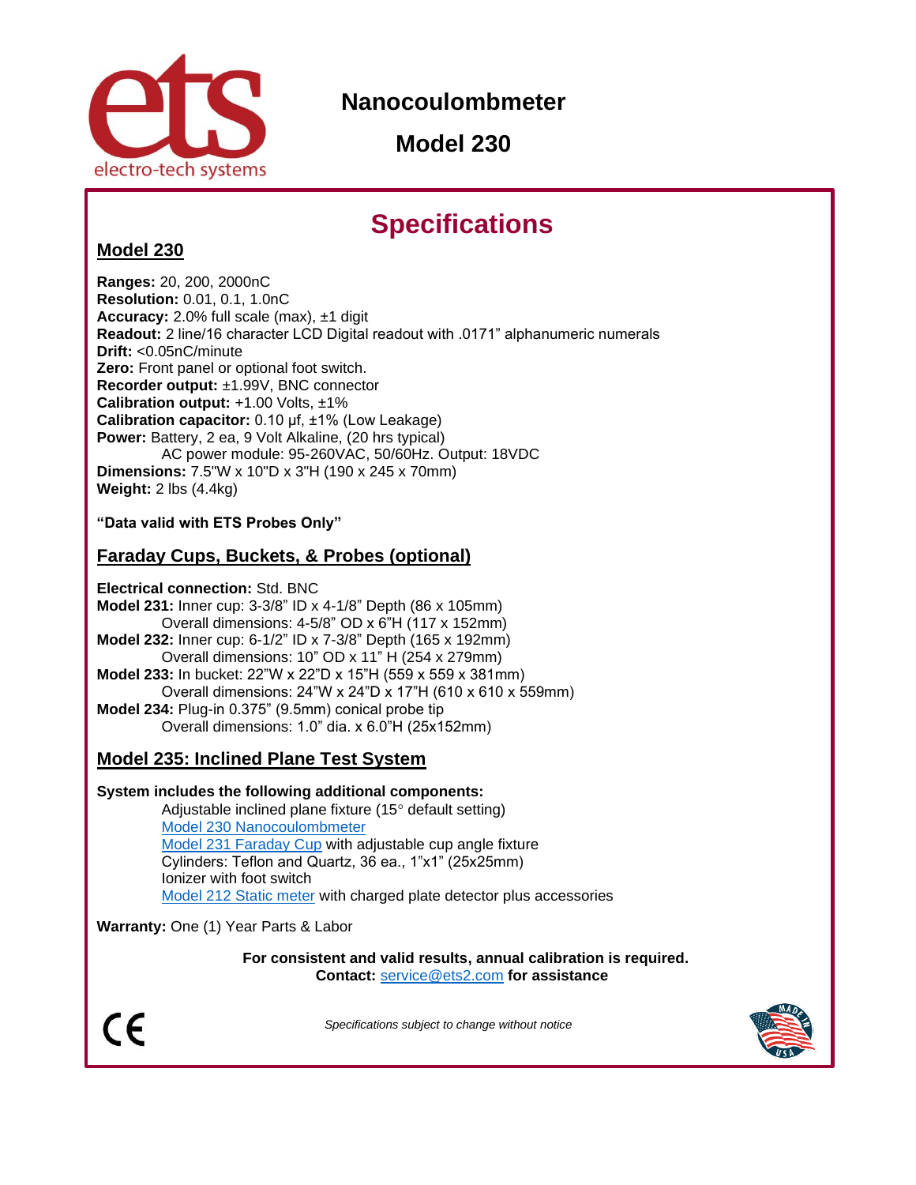**Nanocoulombmeter**

**Model 230**

# Specifications

## Model 230

**Ranges:** 20, 200, 2000nC
**Resolution:** 0.01, 0.1, 1.0nC
**Accuracy:** 2.0% full scale (max), ±1 digit
**Readout:** 2 line/16 character LCD Digital readout with .0171" alphanumeric numerals
**Drift:** <0.05nC/minute
**Zero:** Front panel or optional foot switch.
**Recorder output:** ±1.99V, BNC connector
**Calibration output:** +1.00 Volts, ±1%
**Calibration capacitor:** 0.10 µf, ±1% (Low Leakage)
**Power:** Battery, 2 ea, 9 Volt Alkaline, (20 hrs typical)
AC power module: 95-260VAC, 50/60Hz. Output: 18VDC
**Dimensions:** 7.5"W x 10"D x 3"H (190 x 245 x 70mm)
**Weight:** 2 lbs (4.4kg)

**"Data valid with ETS Probes Only"**

## Faraday Cups, Buckets, & Probes (optional)

**Electrical connection:** Std. BNC
**Model 231:** Inner cup: 3-3/8" ID x 4-1/8" Depth (86 x 105mm)
Overall dimensions: 4-5/8" OD x 6"H (117 x 152mm)
**Model 232:** Inner cup: 6-1/2" ID x 7-3/8" Depth (165 x 192mm)
Overall dimensions: 10" OD x 11" H (254 x 279mm)
**Model 233:** In bucket: 22"W x 22"D x 15"H (559 x 559 x 381mm)
Overall dimensions: 24"W x 24"D x 17"H (610 x 610 x 559mm)
**Model 234:** Plug-in 0.375" (9.5mm) conical probe tip
Overall dimensions: 1.0" dia. x 6.0"H (25x152mm)

## Model 235: Inclined Plane Test System

**System includes the following additional components:**

Adjustable inclined plane fixture (15° default setting)
Model 230 Nanocoulombmeter
Model 231 Faraday Cup with adjustable cup angle fixture
Cylinders: Teflon and Quartz, 36 ea., 1"x1" (25x25mm)
Ionizer with foot switch
Model 212 Static meter with charged plate detector plus accessories

**Warranty:** One (1) Year Parts & Labor

**For consistent and valid results, annual calibration is required.**
**Contact:** service@ets2.com **for assistance**

*Specifications subject to change without notice*